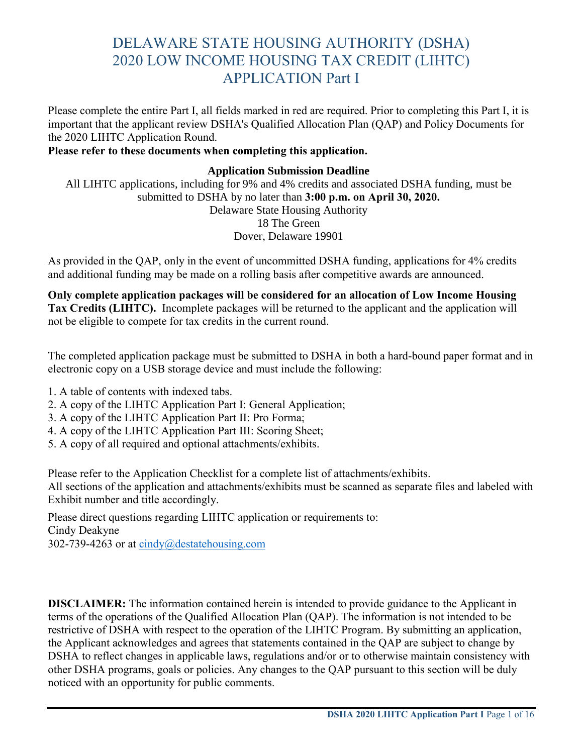# DELAWARE STATE HOUSING AUTHORITY (DSHA) 2020 LOW INCOME HOUSING TAX CREDIT (LIHTC) APPLICATION Part I

Please complete the entire Part I, all fields marked in red are required. Prior to completing this Part I, it is important that the applicant review DSHA's Qualified Allocation Plan (QAP) and Policy Documents for the 2020 LIHTC Application Round.

**Please refer to these documents when completing this application.**

**Application Submission Deadline**

All LIHTC applications, including for 9% and 4% credits and associated DSHA funding, must be submitted to DSHA by no later than **3:00 p.m. on April 30, 2020.**
Delaware State Housing Authority
18 The Green
Dover, Delaware 19901

As provided in the QAP, only in the event of uncommitted DSHA funding, applications for 4% credits and additional funding may be made on a rolling basis after competitive awards are announced.

**Only complete application packages will be considered for an allocation of Low Income Housing Tax Credits (LIHTC).** Incomplete packages will be returned to the applicant and the application will not be eligible to compete for tax credits in the current round.

The completed application package must be submitted to DSHA in both a hard-bound paper format and in electronic copy on a USB storage device and must include the following:

1. A table of contents with indexed tabs.
2. A copy of the LIHTC Application Part I: General Application;
3. A copy of the LIHTC Application Part II: Pro Forma;
4. A copy of the LIHTC Application Part III: Scoring Sheet;
5. A copy of all required and optional attachments/exhibits.

Please refer to the Application Checklist for a complete list of attachments/exhibits.
All sections of the application and attachments/exhibits must be scanned as separate files and labeled with Exhibit number and title accordingly.

Please direct questions regarding LIHTC application or requirements to:
Cindy Deakyne
302-739-4263 or at cindy@destatehousing.com

**DISCLAIMER:** The information contained herein is intended to provide guidance to the Applicant in terms of the operations of the Qualified Allocation Plan (QAP). The information is not intended to be restrictive of DSHA with respect to the operation of the LIHTC Program. By submitting an application, the Applicant acknowledges and agrees that statements contained in the QAP are subject to change by DSHA to reflect changes in applicable laws, regulations and/or or to otherwise maintain consistency with other DSHA programs, goals or policies. Any changes to the QAP pursuant to this section will be duly noticed with an opportunity for public comments.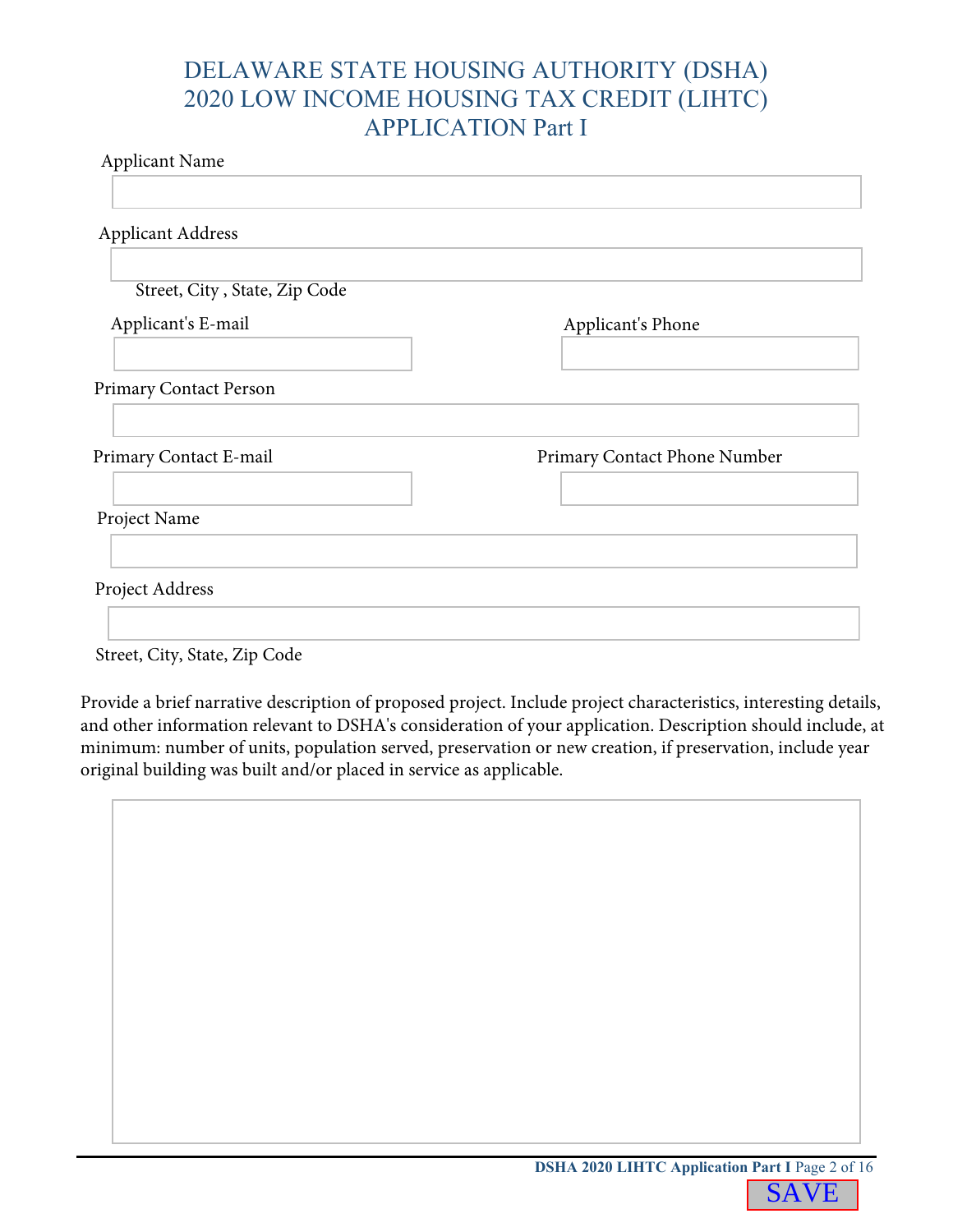# DELAWARE STATE HOUSING AUTHORITY (DSHA) 2020 LOW INCOME HOUSING TAX CREDIT (LIHTC) APPLICATION Part I

Applicant Name

Applicant Address

Street, City , State, Zip Code

Applicant's E-mail

Applicant's Phone

Primary Contact Person

Primary Contact E-mail

Primary Contact Phone Number

Project Name

Project Address

Street, City, State, Zip Code

Provide a brief narrative description of proposed project. Include project characteristics, interesting details, and other information relevant to DSHA's consideration of your application. Description should include, at minimum: number of units, population served, preservation or new creation, if preservation, include year original building was built and/or placed in service as applicable.

SAVE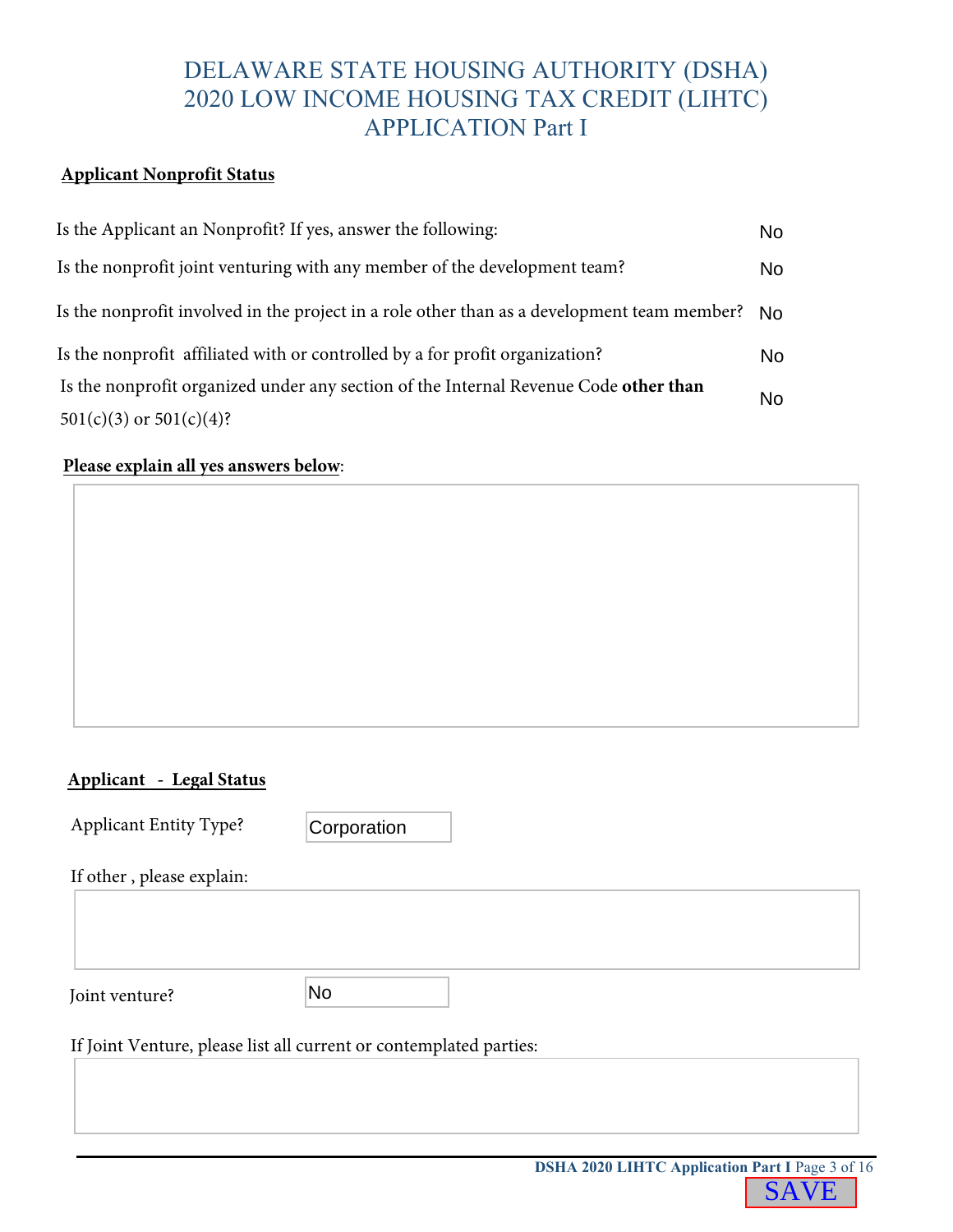# DELAWARE STATE HOUSING AUTHORITY (DSHA)
# 2020 LOW INCOME HOUSING TAX CREDIT (LIHTC)
# APPLICATION Part I

## Applicant Nonprofit Status

| | |
|---|---|
| Is the Applicant an Nonprofit? If yes, answer the following: | No |
| Is the nonprofit joint venturing with any member of the development team? | No |
| Is the nonprofit involved in the project in a role other than as a development team member? | No |
| Is the nonprofit affiliated with or controlled by a for profit organization? | No |
| Is the nonprofit organized under any section of the Internal Revenue Code **other than** 501(c)(3) or 501(c)(4)? | No |

**Please explain all yes answers below**:

## Applicant - Legal Status

Applicant Entity Type? Corporation

If other , please explain:

Joint venture? No

If Joint Venture, please list all current or contemplated parties:

SAVE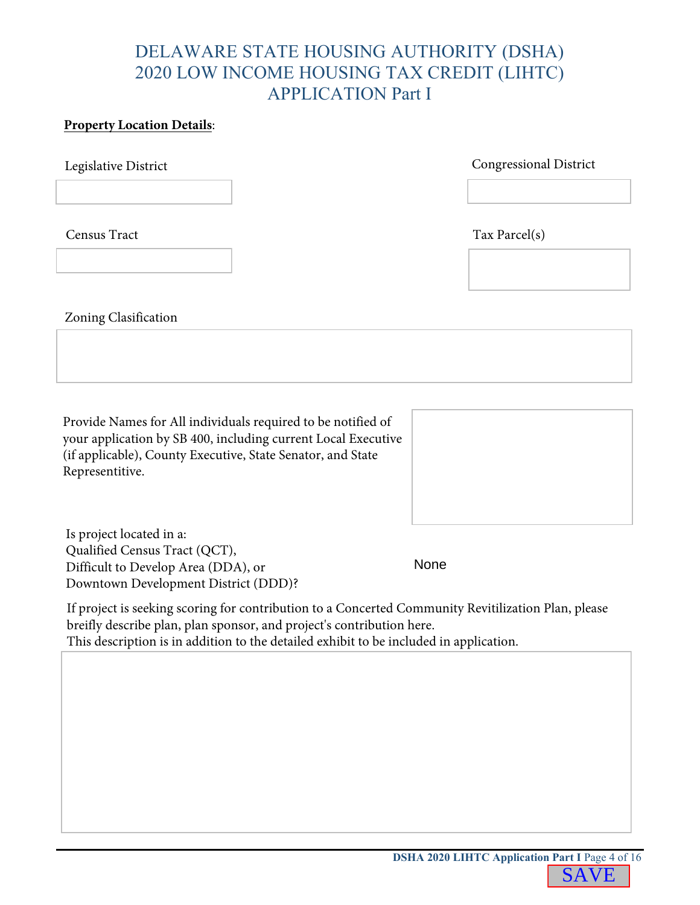# DELAWARE STATE HOUSING AUTHORITY (DSHA)
# 2020 LOW INCOME HOUSING TAX CREDIT (LIHTC)
# APPLICATION Part I

**Property Location Details**:

Legislative District

Congressional District

Census Tract

Tax Parcel(s)

Zoning Clasification

Provide Names for All individuals required to be notified of your application by SB 400, including current Local Executive (if applicable), County Executive, State Senator, and State Representitive.

Is project located in a:
Qualified Census Tract (QCT),
Difficult to Develop Area (DDA), or
Downtown Development District (DDD)?

None

If project is seeking scoring for contribution to a Concerted Community Revitilization Plan, please breifly describe plan, plan sponsor, and project's contribution here.
This description is in addition to the detailed exhibit to be included in application.

SAVE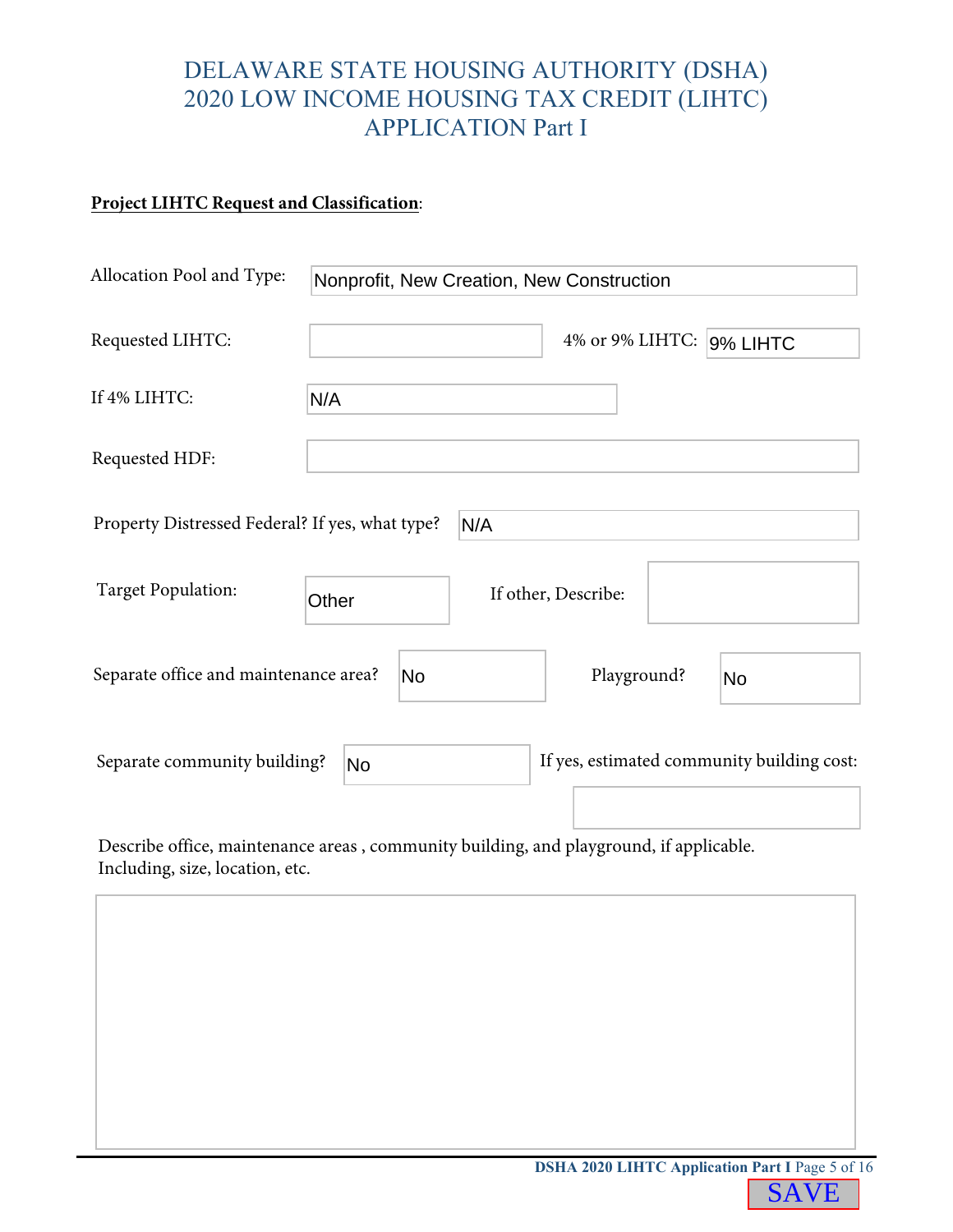# DELAWARE STATE HOUSING AUTHORITY (DSHA)
# 2020 LOW INCOME HOUSING TAX CREDIT (LIHTC)
# APPLICATION Part I

**Project LIHTC Request and Classification**:

Allocation Pool and Type: Nonprofit, New Creation, New Construction

Requested LIHTC:

4% or 9% LIHTC: 9% LIHTC

If 4% LIHTC: N/A

Requested HDF:

Property Distressed Federal? If yes, what type? N/A

Target Population: Other

If other, Describe:

Separate office and maintenance area? No

Playground? No

Separate community building? No

If yes, estimated community building cost:

Describe office, maintenance areas , community building, and playground, if applicable. Including, size, location, etc.

SAVE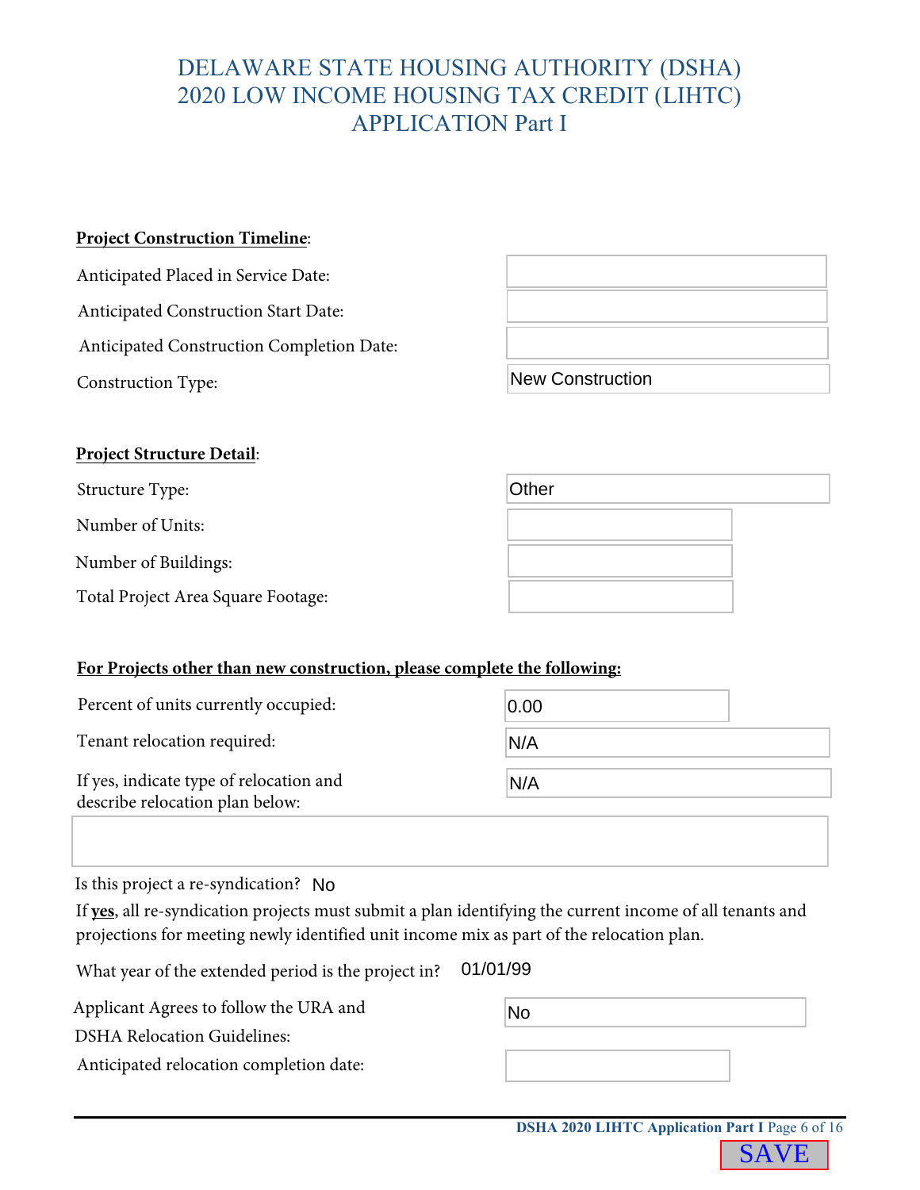# DELAWARE STATE HOUSING AUTHORITY (DSHA) 2020 LOW INCOME HOUSING TAX CREDIT (LIHTC) APPLICATION Part I

**Project Construction Timeline**:

| | |
|---|---|
| Anticipated Placed in Service Date: | |
| Anticipated Construction Start Date: | |
| Anticipated Construction Completion Date: | |
| Construction Type: | New Construction |

**Project Structure Detail**:

| | |
|---|---|
| Structure Type: | Other |
| Number of Units: | |
| Number of Buildings: | |
| Total Project Area Square Footage: | |

**For Projects other than new construction, please complete the following:**

| | |
|---|---|
| Percent of units currently occupied: | 0.00 |
| Tenant relocation required: | N/A |
| If yes, indicate type of relocation and describe relocation plan below: | N/A |

Is this project a re-syndication? No

If **yes**, all re-syndication projects must submit a plan identifying the current income of all tenants and projections for meeting newly identified unit income mix as part of the relocation plan.

What year of the extended period is the project in? 01/01/99

| | |
|---|---|
| Applicant Agrees to follow the URA and DSHA Relocation Guidelines: | No |
| Anticipated relocation completion date: | |

SAVE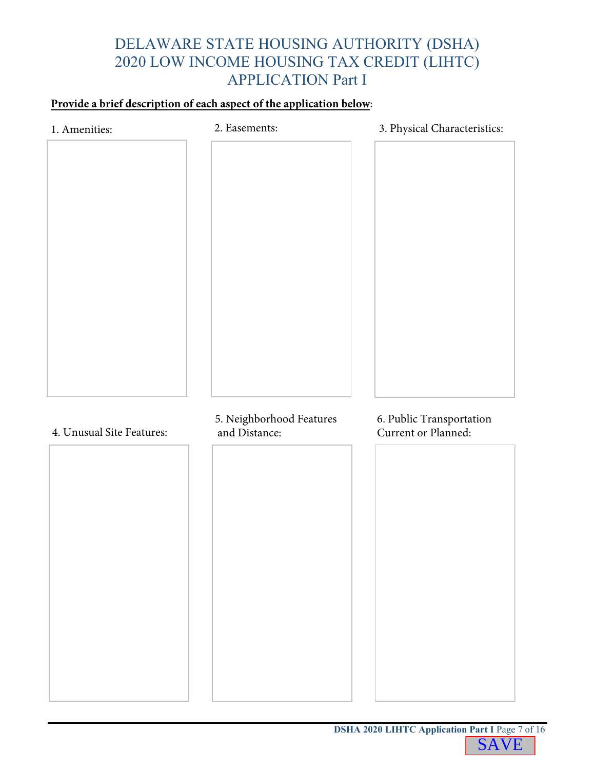# DELAWARE STATE HOUSING AUTHORITY (DSHA)
# 2020 LOW INCOME HOUSING TAX CREDIT (LIHTC)
# APPLICATION Part I

**Provide a brief description of each aspect of the application below**:

1. Amenities:

2. Easements:

3. Physical Characteristics:

4. Unusual Site Features:

5. Neighborhood Features and Distance:

6. Public Transportation Current or Planned:

SAVE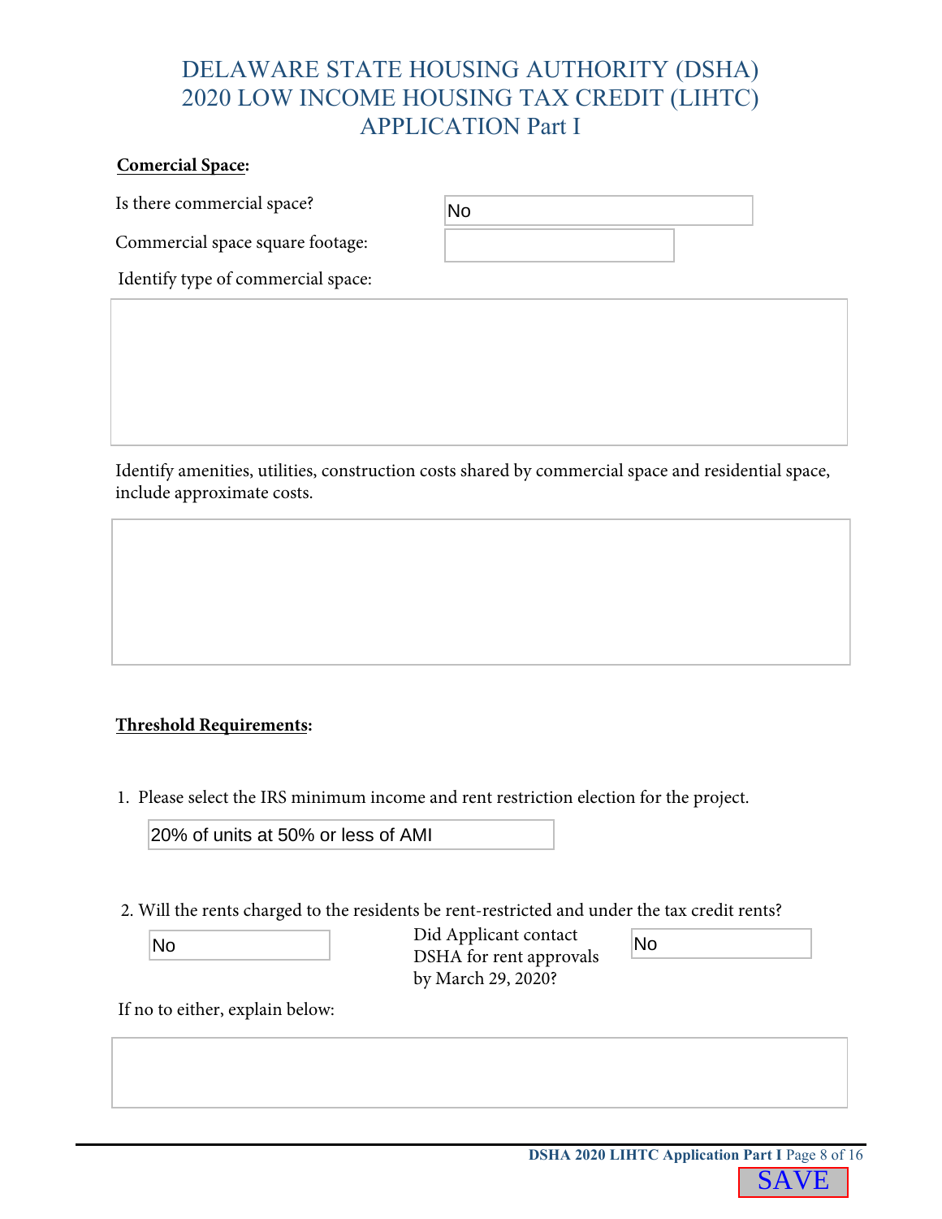# DELAWARE STATE HOUSING AUTHORITY (DSHA) 2020 LOW INCOME HOUSING TAX CREDIT (LIHTC) APPLICATION Part I

**Comercial Space:**

Is there commercial space? No

Commercial space square footage:

Identify type of commercial space:

Identify amenities, utilities, construction costs shared by commercial space and residential space, include approximate costs.

**Threshold Requirements:**

1. Please select the IRS minimum income and rent restriction election for the project.

   20% of units at 50% or less of AMI

2. Will the rents charged to the residents be rent-restricted and under the tax credit rents? No

   Did Applicant contact DSHA for rent approvals by March 29, 2020? No

If no to either, explain below:

SAVE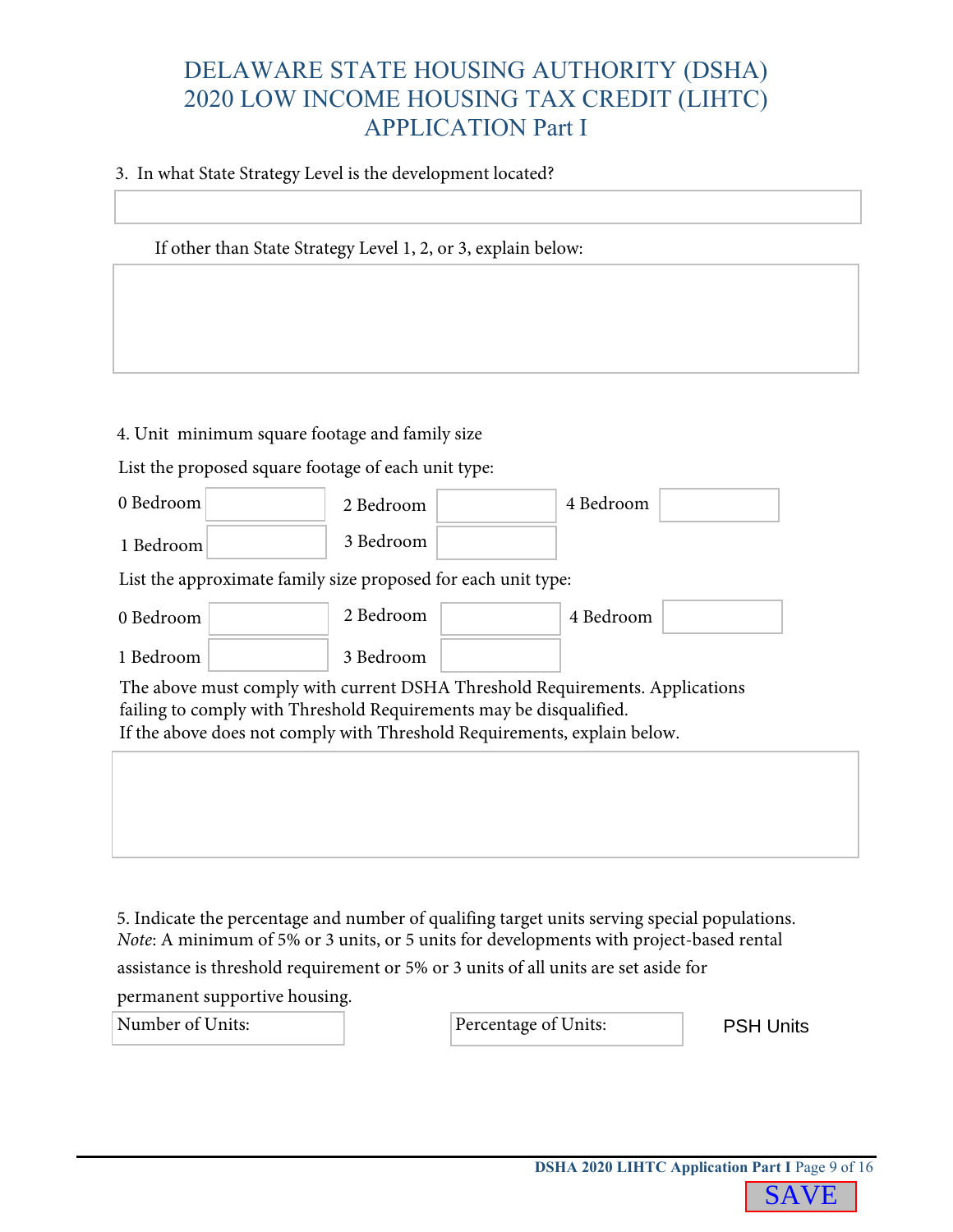# DELAWARE STATE HOUSING AUTHORITY (DSHA)
# 2020 LOW INCOME HOUSING TAX CREDIT (LIHTC)
# APPLICATION Part I

3. In what State Strategy Level is the development located?

If other than State Strategy Level 1, 2, or 3, explain below:

4. Unit minimum square footage and family size

List the proposed square footage of each unit type:

| | | | | | |
|---|---|---|---|---|---|
| 0 Bedroom | | 2 Bedroom | | 4 Bedroom | |
| 1 Bedroom | | 3 Bedroom | | | |

List the approximate family size proposed for each unit type:

| | | | | | |
|---|---|---|---|---|---|
| 0 Bedroom | | 2 Bedroom | | 4 Bedroom | |
| 1 Bedroom | | 3 Bedroom | | | |

The above must comply with current DSHA Threshold Requirements. Applications failing to comply with Threshold Requirements may be disqualified.
If the above does not comply with Threshold Requirements, explain below.

5. Indicate the percentage and number of qualifing target units serving special populations. *Note*: A minimum of 5% or 3 units, or 5 units for developments with project-based rental assistance is threshold requirement or 5% or 3 units of all units are set aside for permanent supportive housing.

Number of Units:

Percentage of Units:

PSH Units

SAVE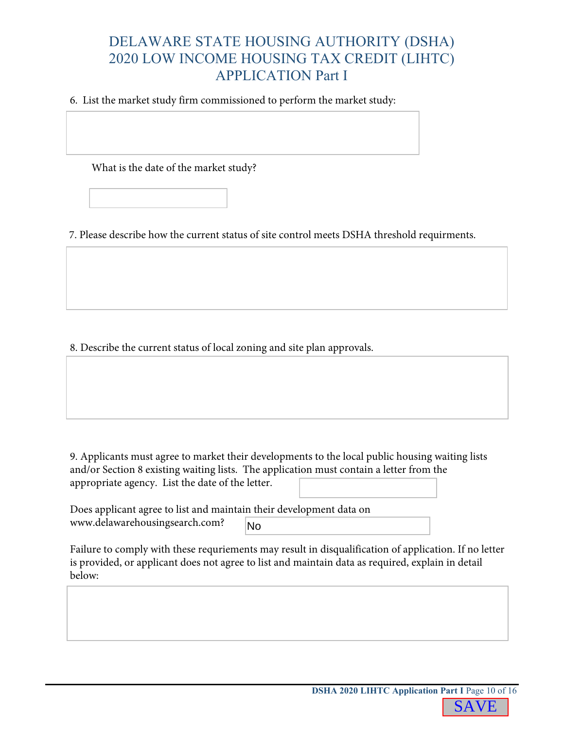# DELAWARE STATE HOUSING AUTHORITY (DSHA)
# 2020 LOW INCOME HOUSING TAX CREDIT (LIHTC)
# APPLICATION Part I

6. List the market study firm commissioned to perform the market study:

What is the date of the market study?

7. Please describe how the current status of site control meets DSHA threshold requirments.

8. Describe the current status of local zoning and site plan approvals.

9. Applicants must agree to market their developments to the local public housing waiting lists and/or Section 8 existing waiting lists. The application must contain a letter from the appropriate agency. List the date of the letter.

Does applicant agree to list and maintain their development data on www.delawarehousingsearch.com? No

Failure to comply with these requriements may result in disqualification of application. If no letter is provided, or applicant does not agree to list and maintain data as required, explain in detail below:

SAVE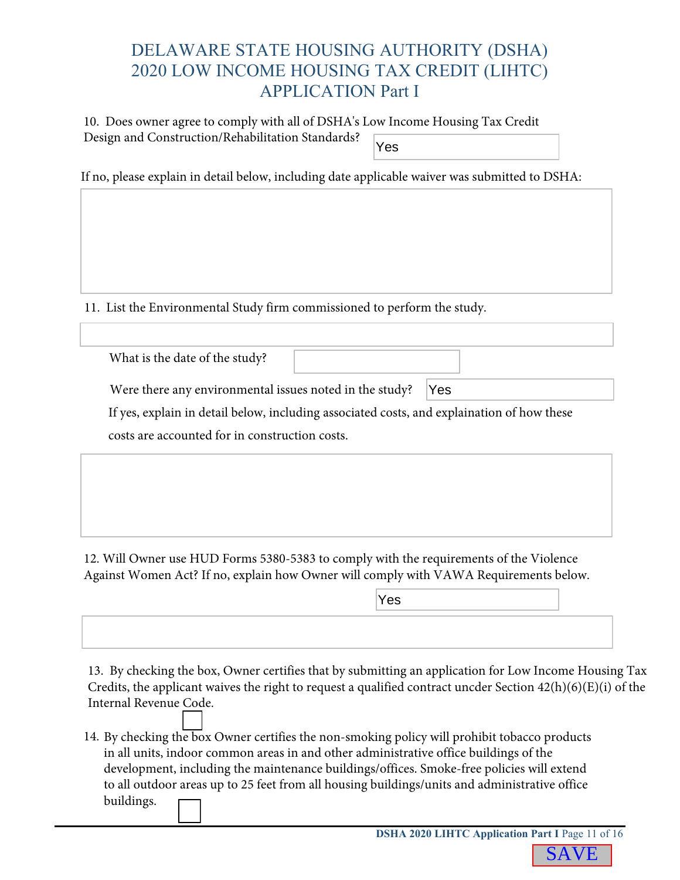# DELAWARE STATE HOUSING AUTHORITY (DSHA) 2020 LOW INCOME HOUSING TAX CREDIT (LIHTC) APPLICATION Part I

10. Does owner agree to comply with all of DSHA's Low Income Housing Tax Credit Design and Construction/Rehabilitation Standards? Yes

If no, please explain in detail below, including date applicable waiver was submitted to DSHA:

11. List the Environmental Study firm commissioned to perform the study.

What is the date of the study?

Were there any environmental issues noted in the study? Yes

If yes, explain in detail below, including associated costs, and explaination of how these costs are accounted for in construction costs.

12. Will Owner use HUD Forms 5380-5383 to comply with the requirements of the Violence Against Women Act? If no, explain how Owner will comply with VAWA Requirements below.

Yes

13. By checking the box, Owner certifies that by submitting an application for Low Income Housing Tax Credits, the applicant waives the right to request a qualified contract uncder Section 42(h)(6)(E)(i) of the Internal Revenue Code.

☐

14. By checking the box Owner certifies the non-smoking policy will prohibit tobacco products in all units, indoor common areas in and other administrative office buildings of the development, including the maintenance buildings/offices. Smoke-free policies will extend to all outdoor areas up to 25 feet from all housing buildings/units and administrative office buildings. ☐

SAVE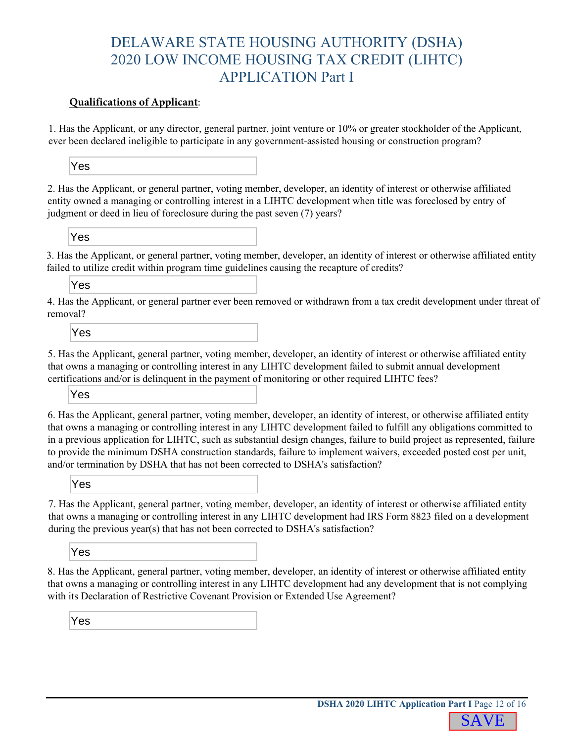# DELAWARE STATE HOUSING AUTHORITY (DSHA) 2020 LOW INCOME HOUSING TAX CREDIT (LIHTC) APPLICATION Part I

**Qualifications of Applicant**:

1. Has the Applicant, or any director, general partner, joint venture or 10% or greater stockholder of the Applicant, ever been declared ineligible to participate in any government-assisted housing or construction program?

Yes

2. Has the Applicant, or general partner, voting member, developer, an identity of interest or otherwise affiliated entity owned a managing or controlling interest in a LIHTC development when title was foreclosed by entry of judgment or deed in lieu of foreclosure during the past seven (7) years?

Yes

3. Has the Applicant, or general partner, voting member, developer, an identity of interest or otherwise affiliated entity failed to utilize credit within program time guidelines causing the recapture of credits?

Yes

4. Has the Applicant, or general partner ever been removed or withdrawn from a tax credit development under threat of removal?

Yes

5. Has the Applicant, general partner, voting member, developer, an identity of interest or otherwise affiliated entity that owns a managing or controlling interest in any LIHTC development failed to submit annual development certifications and/or is delinquent in the payment of monitoring or other required LIHTC fees?

Yes

6. Has the Applicant, general partner, voting member, developer, an identity of interest, or otherwise affiliated entity that owns a managing or controlling interest in any LIHTC development failed to fulfill any obligations committed to in a previous application for LIHTC, such as substantial design changes, failure to build project as represented, failure to provide the minimum DSHA construction standards, failure to implement waivers, exceeded posted cost per unit, and/or termination by DSHA that has not been corrected to DSHA's satisfaction?

Yes

7. Has the Applicant, general partner, voting member, developer, an identity of interest or otherwise affiliated entity that owns a managing or controlling interest in any LIHTC development had IRS Form 8823 filed on a development during the previous year(s) that has not been corrected to DSHA's satisfaction?

Yes

8. Has the Applicant, general partner, voting member, developer, an identity of interest or otherwise affiliated entity that owns a managing or controlling interest in any LIHTC development had any development that is not complying with its Declaration of Restrictive Covenant Provision or Extended Use Agreement?

Yes

SAVE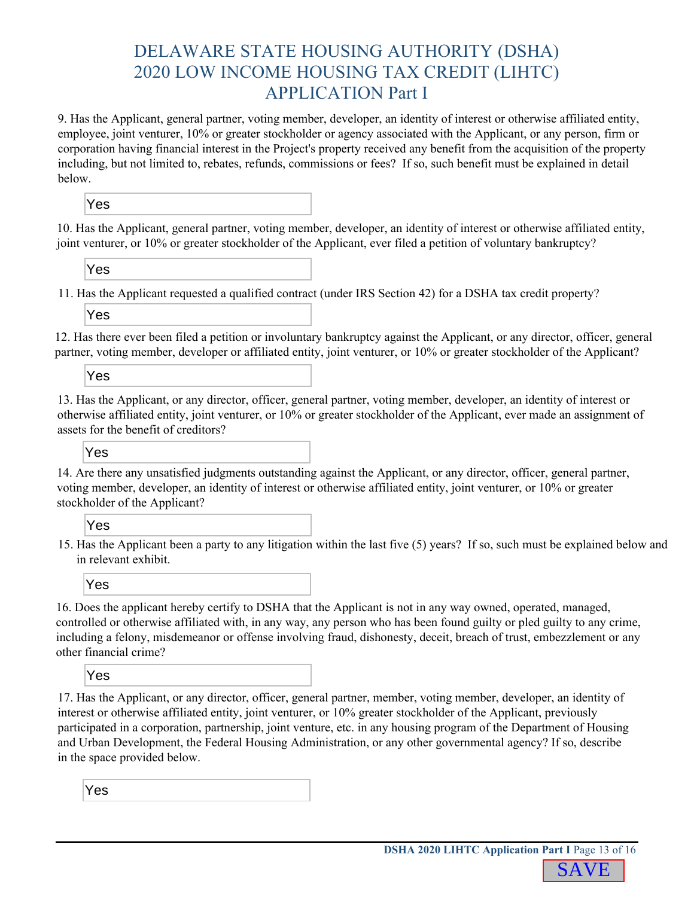# DELAWARE STATE HOUSING AUTHORITY (DSHA) 2020 LOW INCOME HOUSING TAX CREDIT (LIHTC) APPLICATION Part I

9. Has the Applicant, general partner, voting member, developer, an identity of interest or otherwise affiliated entity, employee, joint venturer, 10% or greater stockholder or agency associated with the Applicant, or any person, firm or corporation having financial interest in the Project's property received any benefit from the acquisition of the property including, but not limited to, rebates, refunds, commissions or fees? If so, such benefit must be explained in detail below.

Yes

10. Has the Applicant, general partner, voting member, developer, an identity of interest or otherwise affiliated entity, joint venturer, or 10% or greater stockholder of the Applicant, ever filed a petition of voluntary bankruptcy?

Yes

11. Has the Applicant requested a qualified contract (under IRS Section 42) for a DSHA tax credit property?

Yes

12. Has there ever been filed a petition or involuntary bankruptcy against the Applicant, or any director, officer, general partner, voting member, developer or affiliated entity, joint venturer, or 10% or greater stockholder of the Applicant?

Yes

13. Has the Applicant, or any director, officer, general partner, voting member, developer, an identity of interest or otherwise affiliated entity, joint venturer, or 10% or greater stockholder of the Applicant, ever made an assignment of assets for the benefit of creditors?

Yes

14. Are there any unsatisfied judgments outstanding against the Applicant, or any director, officer, general partner, voting member, developer, an identity of interest or otherwise affiliated entity, joint venturer, or 10% or greater stockholder of the Applicant?

Yes

15. Has the Applicant been a party to any litigation within the last five (5) years? If so, such must be explained below and in relevant exhibit.

Yes

16. Does the applicant hereby certify to DSHA that the Applicant is not in any way owned, operated, managed, controlled or otherwise affiliated with, in any way, any person who has been found guilty or pled guilty to any crime, including a felony, misdemeanor or offense involving fraud, dishonesty, deceit, breach of trust, embezzlement or any other financial crime?

Yes

17. Has the Applicant, or any director, officer, general partner, member, voting member, developer, an identity of interest or otherwise affiliated entity, joint venturer, or 10% greater stockholder of the Applicant, previously participated in a corporation, partnership, joint venture, etc. in any housing program of the Department of Housing and Urban Development, the Federal Housing Administration, or any other governmental agency? If so, describe in the space provided below.

Yes

SAVE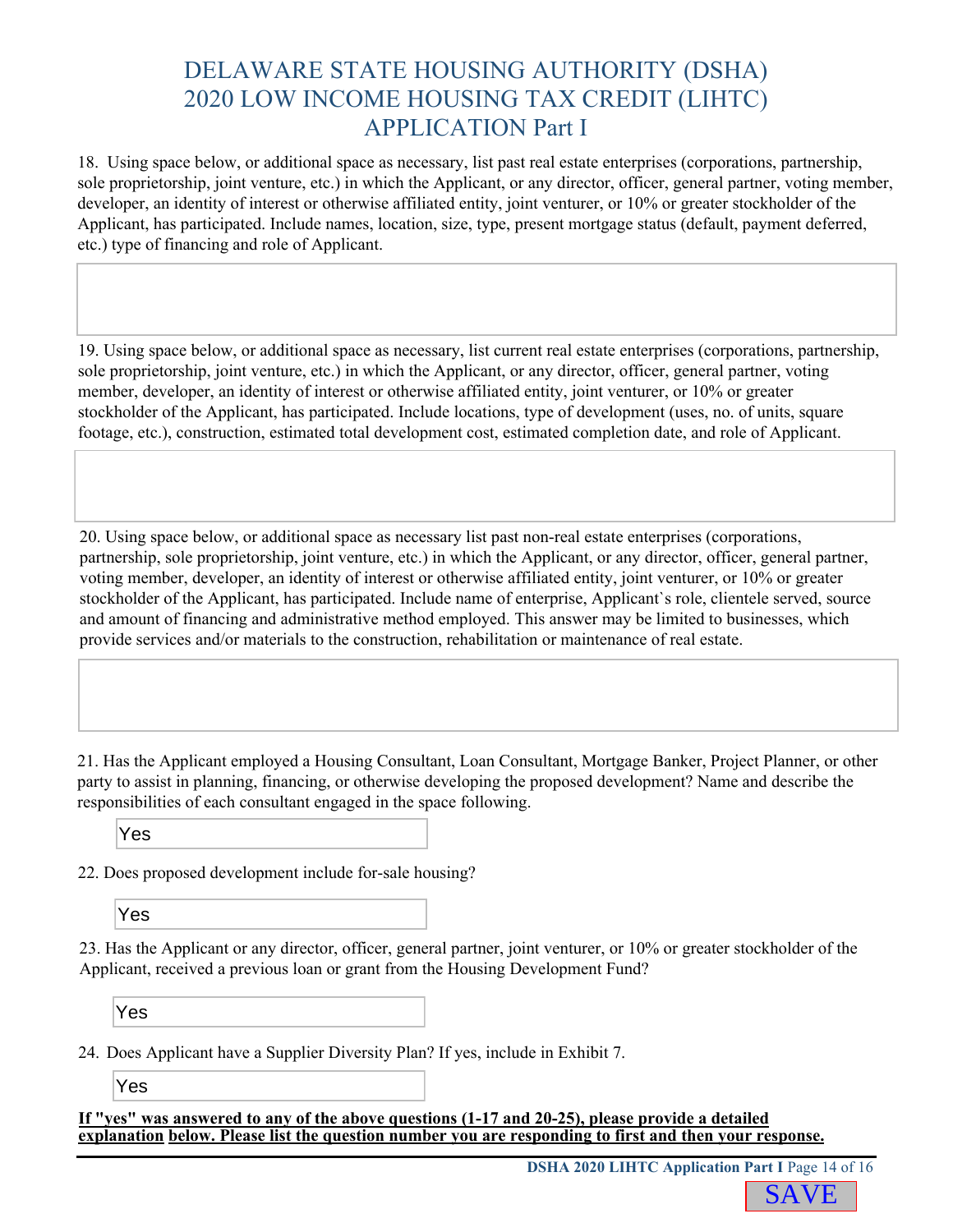# DELAWARE STATE HOUSING AUTHORITY (DSHA)
# 2020 LOW INCOME HOUSING TAX CREDIT (LIHTC)
# APPLICATION Part I

18. Using space below, or additional space as necessary, list past real estate enterprises (corporations, partnership, sole proprietorship, joint venture, etc.) in which the Applicant, or any director, officer, general partner, voting member, developer, an identity of interest or otherwise affiliated entity, joint venturer, or 10% or greater stockholder of the Applicant, has participated. Include names, location, size, type, present mortgage status (default, payment deferred, etc.) type of financing and role of Applicant.

19. Using space below, or additional space as necessary, list current real estate enterprises (corporations, partnership, sole proprietorship, joint venture, etc.) in which the Applicant, or any director, officer, general partner, voting member, developer, an identity of interest or otherwise affiliated entity, joint venturer, or 10% or greater stockholder of the Applicant, has participated. Include locations, type of development (uses, no. of units, square footage, etc.), construction, estimated total development cost, estimated completion date, and role of Applicant.

20. Using space below, or additional space as necessary list past non-real estate enterprises (corporations, partnership, sole proprietorship, joint venture, etc.) in which the Applicant, or any director, officer, general partner, voting member, developer, an identity of interest or otherwise affiliated entity, joint venturer, or 10% or greater stockholder of the Applicant, has participated. Include name of enterprise, Applicant`s role, clientele served, source and amount of financing and administrative method employed. This answer may be limited to businesses, which provide services and/or materials to the construction, rehabilitation or maintenance of real estate.

21. Has the Applicant employed a Housing Consultant, Loan Consultant, Mortgage Banker, Project Planner, or other party to assist in planning, financing, or otherwise developing the proposed development? Name and describe the responsibilities of each consultant engaged in the space following.

Yes

22. Does proposed development include for-sale housing?

Yes

23. Has the Applicant or any director, officer, general partner, joint venturer, or 10% or greater stockholder of the Applicant, received a previous loan or grant from the Housing Development Fund?

Yes

24. Does Applicant have a Supplier Diversity Plan? If yes, include in Exhibit 7.

Yes

**If "yes" was answered to any of the above questions (1-17 and 20-25), please provide a detailed explanation below. Please list the question number you are responding to first and then your response.**

SAVE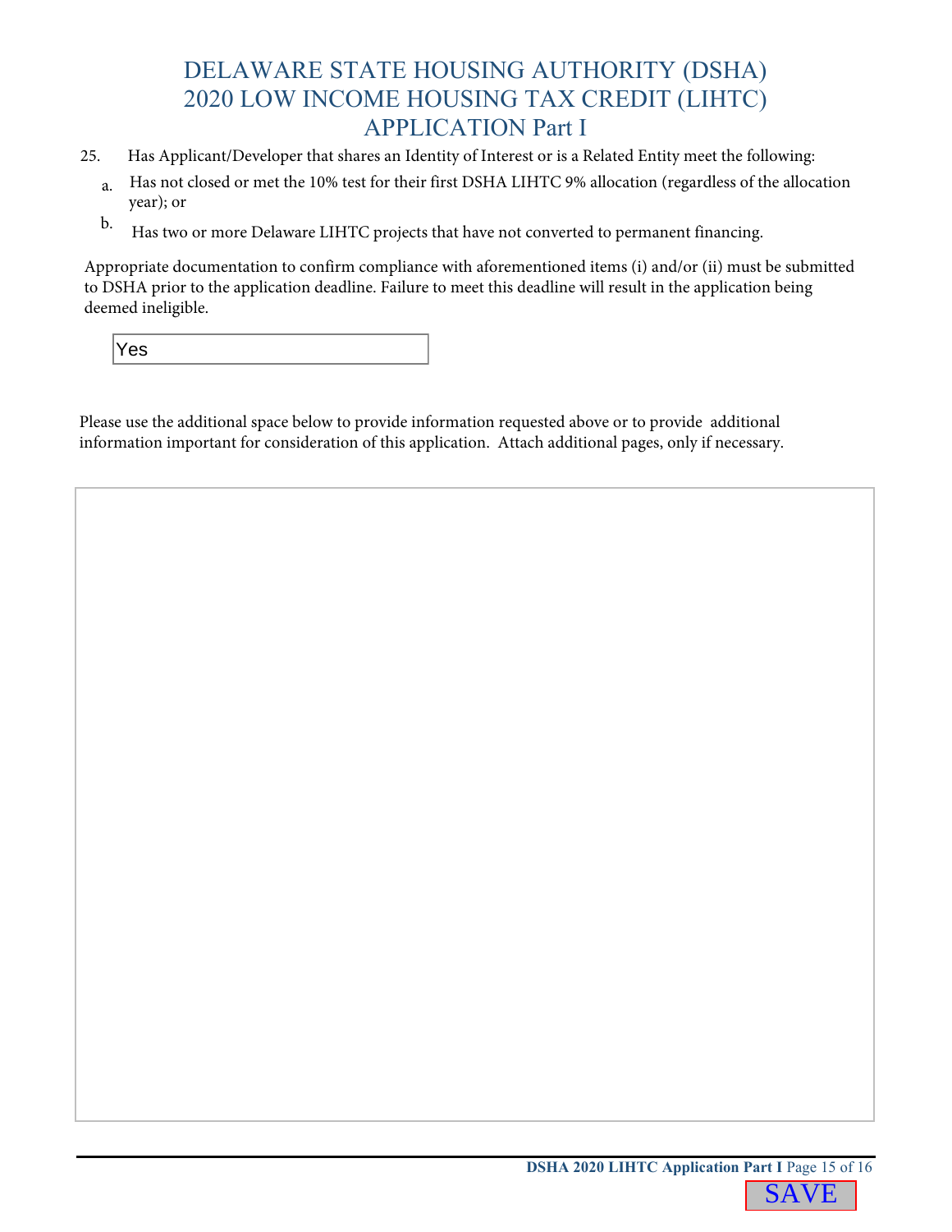# DELAWARE STATE HOUSING AUTHORITY (DSHA) 2020 LOW INCOME HOUSING TAX CREDIT (LIHTC) APPLICATION Part I

25. Has Applicant/Developer that shares an Identity of Interest or is a Related Entity meet the following:

    a. Has not closed or met the 10% test for their first DSHA LIHTC 9% allocation (regardless of the allocation year); or

    b. Has two or more Delaware LIHTC projects that have not converted to permanent financing.

Appropriate documentation to confirm compliance with aforementioned items (i) and/or (ii) must be submitted to DSHA prior to the application deadline. Failure to meet this deadline will result in the application being deemed ineligible.

Yes

Please use the additional space below to provide information requested above or to provide additional information important for consideration of this application. Attach additional pages, only if necessary.

SAVE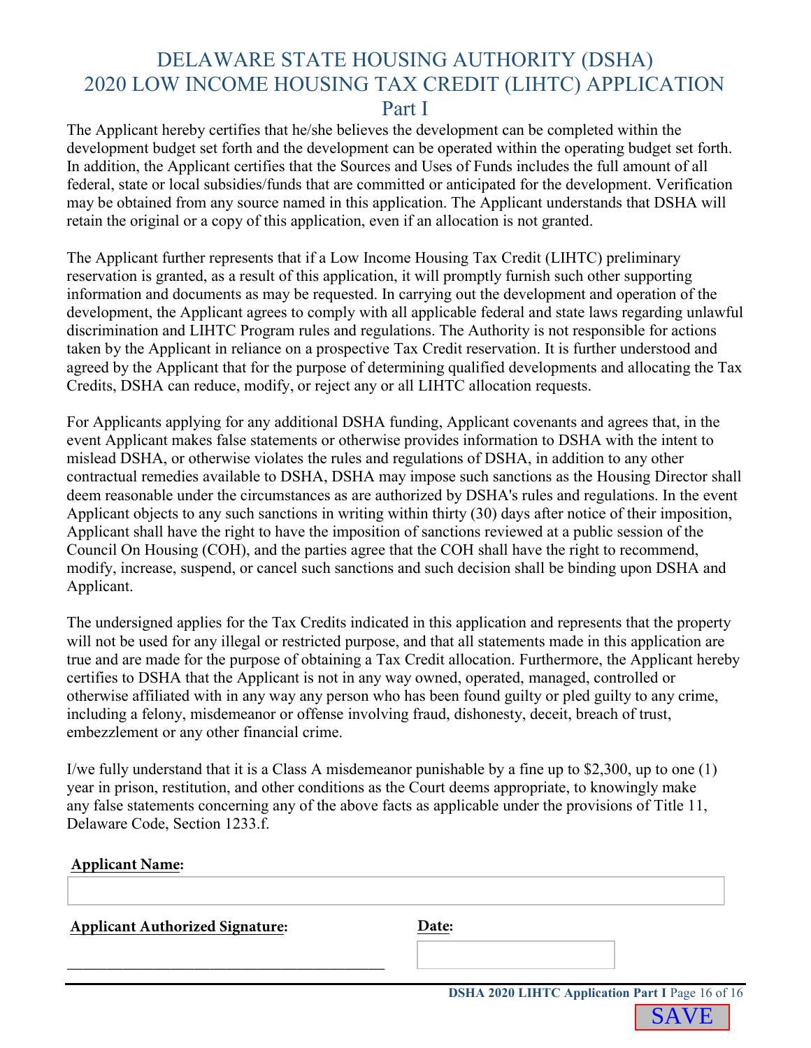# DELAWARE STATE HOUSING AUTHORITY (DSHA)
# 2020 LOW INCOME HOUSING TAX CREDIT (LIHTC) APPLICATION
## Part I

The Applicant hereby certifies that he/she believes the development can be completed within the development budget set forth and the development can be operated within the operating budget set forth. In addition, the Applicant certifies that the Sources and Uses of Funds includes the full amount of all federal, state or local subsidies/funds that are committed or anticipated for the development. Verification may be obtained from any source named in this application. The Applicant understands that DSHA will retain the original or a copy of this application, even if an allocation is not granted.

The Applicant further represents that if a Low Income Housing Tax Credit (LIHTC) preliminary reservation is granted, as a result of this application, it will promptly furnish such other supporting information and documents as may be requested. In carrying out the development and operation of the development, the Applicant agrees to comply with all applicable federal and state laws regarding unlawful discrimination and LIHTC Program rules and regulations. The Authority is not responsible for actions taken by the Applicant in reliance on a prospective Tax Credit reservation. It is further understood and agreed by the Applicant that for the purpose of determining qualified developments and allocating the Tax Credits, DSHA can reduce, modify, or reject any or all LIHTC allocation requests.

For Applicants applying for any additional DSHA funding, Applicant covenants and agrees that, in the event Applicant makes false statements or otherwise provides information to DSHA with the intent to mislead DSHA, or otherwise violates the rules and regulations of DSHA, in addition to any other contractual remedies available to DSHA, DSHA may impose such sanctions as the Housing Director shall deem reasonable under the circumstances as are authorized by DSHA's rules and regulations. In the event Applicant objects to any such sanctions in writing within thirty (30) days after notice of their imposition, Applicant shall have the right to have the imposition of sanctions reviewed at a public session of the Council On Housing (COH), and the parties agree that the COH shall have the right to recommend, modify, increase, suspend, or cancel such sanctions and such decision shall be binding upon DSHA and Applicant.

The undersigned applies for the Tax Credits indicated in this application and represents that the property will not be used for any illegal or restricted purpose, and that all statements made in this application are true and are made for the purpose of obtaining a Tax Credit allocation. Furthermore, the Applicant hereby certifies to DSHA that the Applicant is not in any way owned, operated, managed, controlled or otherwise affiliated with in any way any person who has been found guilty or pled guilty to any crime, including a felony, misdemeanor or offense involving fraud, dishonesty, deceit, breach of trust, embezzlement or any other financial crime.

I/we fully understand that it is a Class A misdemeanor punishable by a fine up to $2,300, up to one (1) year in prison, restitution, and other conditions as the Court deems appropriate, to knowingly make any false statements concerning any of the above facts as applicable under the provisions of Title 11, Delaware Code, Section 1233.f.

**Applicant Name:**

**Applicant Authorized Signature:** ________________________________________

**Date:**

SAVE